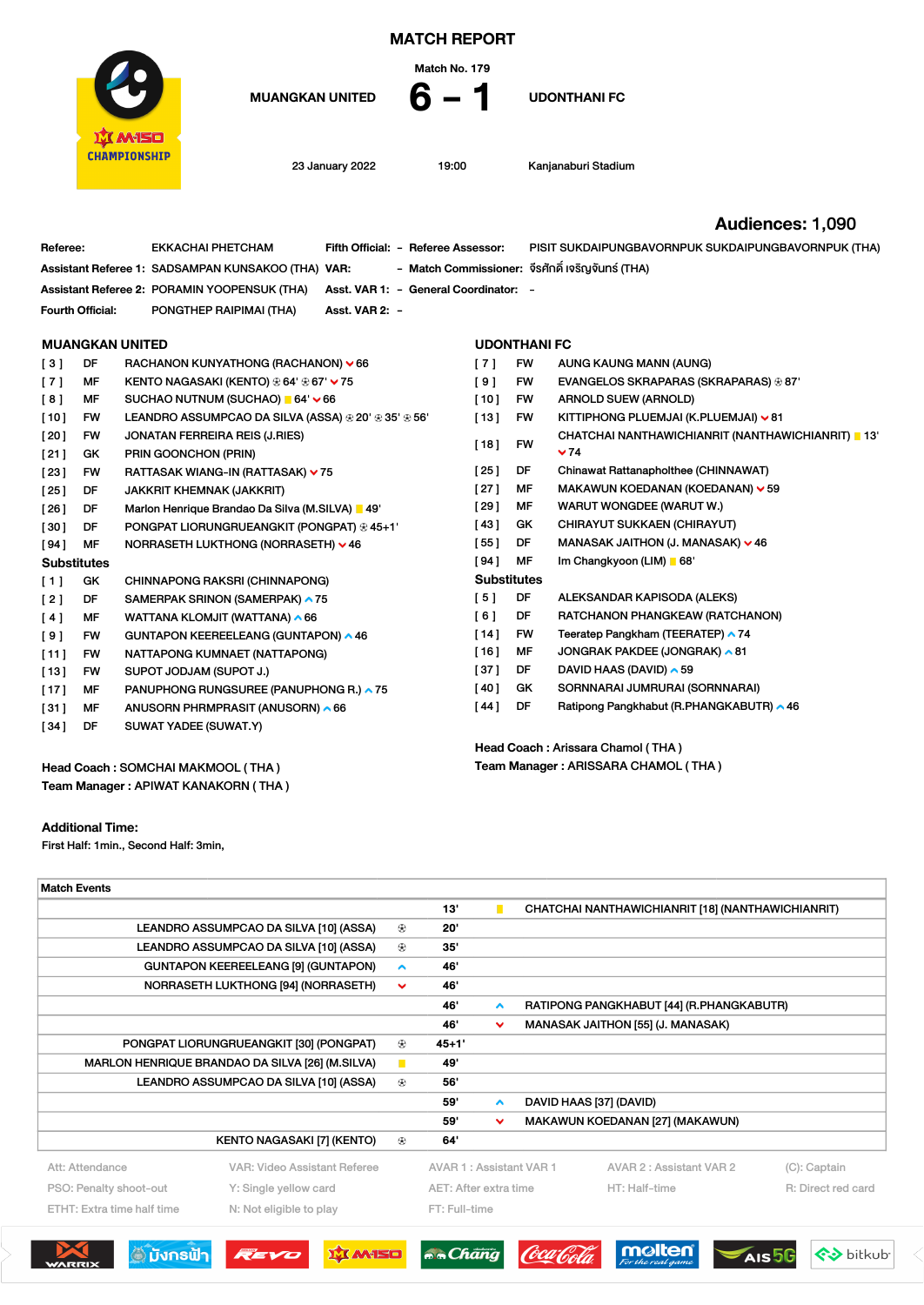# MATCH REPORT

Match No. 179

**MUANGKAN UNITED** 6 – 1 **UDONTHANI FC**

23 January 2022 | 19:00 | Kanjanaburi Stadium

**Audiences: 1,090**

| | | | | | |
|---|---|---|---|---|---|
| **Referee:** | EKKACHAI PHETCHAM | **Fifth Official:** | – | **Referee Assessor:** | PISIT SUKDAIPUNGBAVORNPUK SUKDAIPUNGBAVORNPUK (THA) |
| **Assistant Referee 1:** | SADSAMPAN KUNSAKOO (THA) | **VAR:** | – | **Match Commissioner:** | จีรศักดิ์ เจริญจันทร์ (THA) |
| **Assistant Referee 2:** | PORAMIN YOOPENSUK (THA) | **Asst. VAR 1:** | – | **General Coordinator:** | – |
| **Fourth Official:** | PONGTHEP RAIPIMAI (THA) | **Asst. VAR 2:** | – | | |

## MUANGKAN UNITED

| No. | Pos | Player |
|---|---|---|
| [ 3 ] | DF | RACHANON KUNYATHONG (RACHANON) ˅ 66 |
| [ 7 ] | MF | KENTO NAGASAKI (KENTO) ⚽ 64' ⚽ 67' ˅ 75 |
| [ 8 ] | MF | SUCHAO NUTNUM (SUCHAO) ▮ 64' ˅ 66 |
| [ 10 ] | FW | LEANDRO ASSUMPCAO DA SILVA (ASSA) ⚽ 20' ⚽ 35' ⚽ 56' |
| [ 20 ] | FW | JONATAN FERREIRA REIS (J.RIES) |
| [ 21 ] | GK | PRIN GOONCHON (PRIN) |
| [ 23 ] | FW | RATTASAK WIANG-IN (RATTASAK) ˅ 75 |
| [ 25 ] | DF | JAKKRIT KHEMNAK (JAKKRIT) |
| [ 26 ] | DF | Marlon Henrique Brandao Da Silva (M.SILVA) ▮ 49' |
| [ 30 ] | DF | PONGPAT LIORUNGRUEANGKIT (PONGPAT) ⚽ 45+1' |
| [ 94 ] | MF | NORRASETH LUKTHONG (NORRASETH) ˅ 46 |

### Substitutes

| No. | Pos | Player |
|---|---|---|
| [ 1 ] | GK | CHINNAPONG RAKSRI (CHINNAPONG) |
| [ 2 ] | DF | SAMERPAK SRINON (SAMERPAK) ˄ 75 |
| [ 4 ] | MF | WATTANA KLOMJIT (WATTANA) ˄ 66 |
| [ 9 ] | FW | GUNTAPON KEEREELEANG (GUNTAPON) ˄ 46 |
| [ 11 ] | FW | NATTAPONG KUMNAET (NATTAPONG) |
| [ 13 ] | FW | SUPOT JODJAM (SUPOT J.) |
| [ 17 ] | MF | PANUPHONG RUNGSUREE (PANUPHONG R.) ˄ 75 |
| [ 31 ] | MF | ANUSORN PHRMPRASIT (ANUSORN) ˄ 66 |
| [ 34 ] | DF | SUWAT YADEE (SUWAT.Y) |

**Head Coach :** SOMCHAI MAKMOOL ( THA )
**Team Manager :** APIWAT KANAKORN ( THA )

## UDONTHANI FC

| No. | Pos | Player |
|---|---|---|
| [ 7 ] | FW | AUNG KAUNG MANN (AUNG) |
| [ 9 ] | FW | EVANGELOS SKRAPARAS (SKRAPARAS) ⚽ 87' |
| [ 10 ] | FW | ARNOLD SUEW (ARNOLD) |
| [ 13 ] | FW | KITTIPHONG PLUEMJAI (K.PLUEMJAI) ˅ 81 |
| [ 18 ] | FW | CHATCHAI NANTHAWICHIANRIT (NANTHAWICHIANRIT) ▮ 13' ˅ 74 |
| [ 25 ] | DF | Chinawat Rattanapholthee (CHINNAWAT) |
| [ 27 ] | MF | MAKAWUN KOEDANAN (KOEDANAN) ˅ 59 |
| [ 29 ] | MF | WARUT WONGDEE (WARUT W.) |
| [ 43 ] | GK | CHIRAYUT SUKKAEN (CHIRAYUT) |
| [ 55 ] | DF | MANASAK JAITHON (J. MANASAK) ˅ 46 |
| [ 94 ] | MF | Im Changkyoon (LIM) ▮ 68' |

### Substitutes

| No. | Pos | Player |
|---|---|---|
| [ 5 ] | DF | ALEKSANDAR KAPISODA (ALEKS) |
| [ 6 ] | DF | RATCHANON PHANGKEAW (RATCHANON) |
| [ 14 ] | FW | Teeratep Pangkham (TEERATEP) ˄ 74 |
| [ 16 ] | MF | JONGRAK PAKDEE (JONGRAK) ˄ 81 |
| [ 37 ] | DF | DAVID HAAS (DAVID) ˄ 59 |
| [ 40 ] | GK | SORNNARAI JUMRURAI (SORNNARAI) |
| [ 44 ] | DF | Ratipong Pangkhabut (R.PHANGKABUTR) ˄ 46 |

**Head Coach :** Arissara Chamol ( THA )
**Team Manager :** ARISSARA CHAMOL ( THA )

### Additional Time:

First Half: 1min., Second Half: 3min,

## Match Events

| MUANGKAN UNITED | | Min | | UDONTHANI FC |
|---|---|---|---|---|
| | | 13' | ▮ | CHATCHAI NANTHAWICHIANRIT [18] (NANTHAWICHIANRIT) |
| LEANDRO ASSUMPCAO DA SILVA [10] (ASSA) | ⚽ | 20' | | |
| LEANDRO ASSUMPCAO DA SILVA [10] (ASSA) | ⚽ | 35' | | |
| GUNTAPON KEEREELEANG [9] (GUNTAPON) | ˄ | 46' | | |
| NORRASETH LUKTHONG [94] (NORRASETH) | ˅ | 46' | | |
| | | 46' | ˄ | RATIPONG PANGKHABUT [44] (R.PHANGKABUTR) |
| | | 46' | ˅ | MANASAK JAITHON [55] (J. MANASAK) |
| PONGPAT LIORUNGRUEANGKIT [30] (PONGPAT) | ⚽ | 45+1' | | |
| MARLON HENRIQUE BRANDAO DA SILVA [26] (M.SILVA) | ▮ | 49' | | |
| LEANDRO ASSUMPCAO DA SILVA [10] (ASSA) | ⚽ | 56' | | |
| | | 59' | ˄ | DAVID HAAS [37] (DAVID) |
| | | 59' | ˅ | MAKAWUN KOEDANAN [27] (MAKAWUN) |
| KENTO NAGASAKI [7] (KENTO) | ⚽ | 64' | | |

| | | | | |
|---|---|---|---|---|
| Att: Attendance | VAR: Video Assistant Referee | AVAR 1 : Assistant VAR 1 | AVAR 2 : Assistant VAR 2 | (C): Captain |
| PSO: Penalty shoot-out | Y: Single yellow card | AET: After extra time | HT: Half-time | R: Direct red card |
| ETHT: Extra time half time | N: Not eligible to play | FT: Full-time | | |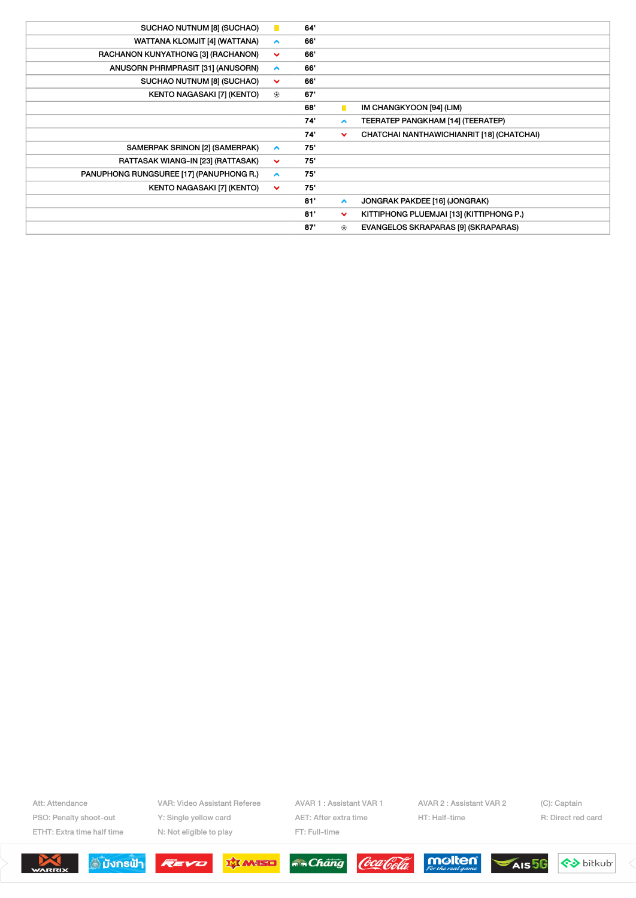| | | | | |
|---|---|---|---|---|
| SUCHAO NUTNUM [8] (SUCHAO) | ■ | 64' | | |
| WATTANA KLOMJIT [4] (WATTANA) | ^ | 66' | | |
| RACHANON KUNYATHONG [3] (RACHANON) | v | 66' | | |
| ANUSORN PHRMPRASIT [31] (ANUSORN) | ^ | 66' | | |
| SUCHAO NUTNUM [8] (SUCHAO) | v | 66' | | |
| KENTO NAGASAKI [7] (KENTO) | ⚽ | 67' | | |
| | | 68' | ■ | IM CHANGKYOON [94] (LIM) |
| | | 74' | ^ | TEERATEP PANGKHAM [14] (TEERATEP) |
| | | 74' | v | CHATCHAI NANTHAWICHIANRIT [18] (CHATCHAI) |
| SAMERPAK SRINON [2] (SAMERPAK) | ^ | 75' | | |
| RATTASAK WIANG-IN [23] (RATTASAK) | v | 75' | | |
| PANUPHONG RUNGSUREE [17] (PANUPHONG R.) | ^ | 75' | | |
| KENTO NAGASAKI [7] (KENTO) | v | 75' | | |
| | | 81' | ^ | JONGRAK PAKDEE [16] (JONGRAK) |
| | | 81' | v | KITTIPHONG PLUEMJAI [13] (KITTIPHONG P.) |
| | | 87' | ⚽ | EVANGELOS SKRAPARAS [9] (SKRAPARAS) |

Att: Attendance
VAR: Video Assistant Referee
AVAR 1 : Assistant VAR 1
AVAR 2 : Assistant VAR 2
(C): Captain
PSO: Penalty shoot-out
Y: Single yellow card
AET: After extra time
HT: Half-time
R: Direct red card
ETHT: Extra time half time
N: Not eligible to play
FT: Full-time